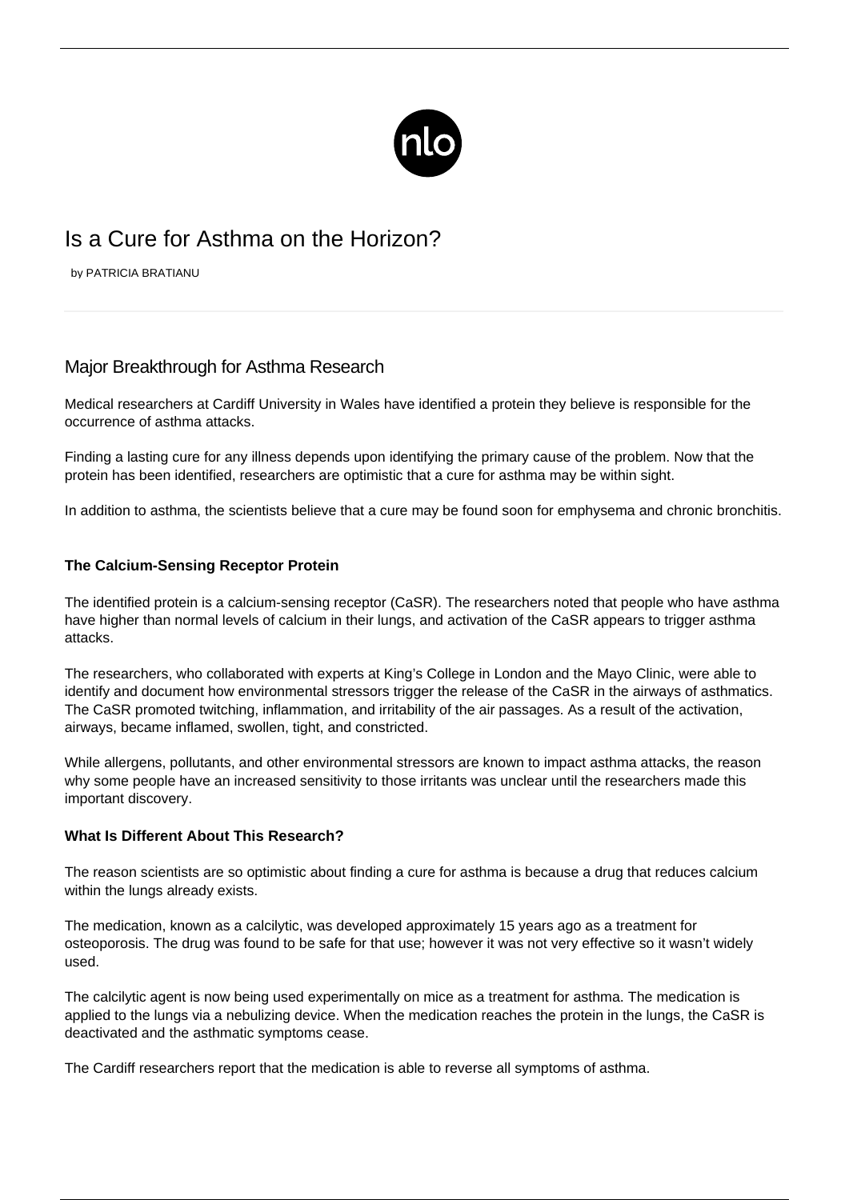# Is a Cure for Asthma on the Horizon?

by PATRICIA BRATIANU

## Major Breakthrough for Asthma Research

Medical researchers at Cardiff University in Wales have identified a protein they believe is responsible for the occurrence of asthma attacks.

Finding a lasting cure for any illness depends upon identifying the primary cause of the problem. Now that the protein has been identified, researchers are optimistic that a cure for asthma may be within sight.

In addition to asthma, the scientists believe that a cure may be found soon for emphysema and chronic bronchitis.

### The Calcium-Sensing Receptor Protein

The identified protein is a calcium-sensing receptor (CaSR). The researchers noted that people who have asthma have higher than normal levels of calcium in their lungs, and activation of the CaSR appears to trigger asthma attacks.

The researchers, who collaborated with experts at King's College in London and the Mayo Clinic, were able to identify and document how environmental stressors trigger the release of the CaSR in the airways of asthmatics. The CaSR promoted twitching, inflammation, and irritability of the air passages. As a result of the activation, airways, became inflamed, swollen, tight, and constricted.

While allergens, pollutants, and other environmental stressors are known to impact asthma attacks, the reason why some people have an increased sensitivity to those irritants was unclear until the researchers made this important discovery.

### What Is Different About This Research?

The reason scientists are so optimistic about finding a cure for asthma is because a drug that reduces calcium within the lungs already exists.

The medication, known as a calcilytic, was developed approximately 15 years ago as a treatment for osteoporosis. The drug was found to be safe for that use; however it was not very effective so it wasn't widely used.

The calcilytic agent is now being used experimentally on mice as a treatment for asthma. The medication is applied to the lungs via a nebulizing device. When the medication reaches the protein in the lungs, the CaSR is deactivated and the asthmatic symptoms cease.

The Cardiff researchers report that the medication is able to reverse all symptoms of asthma.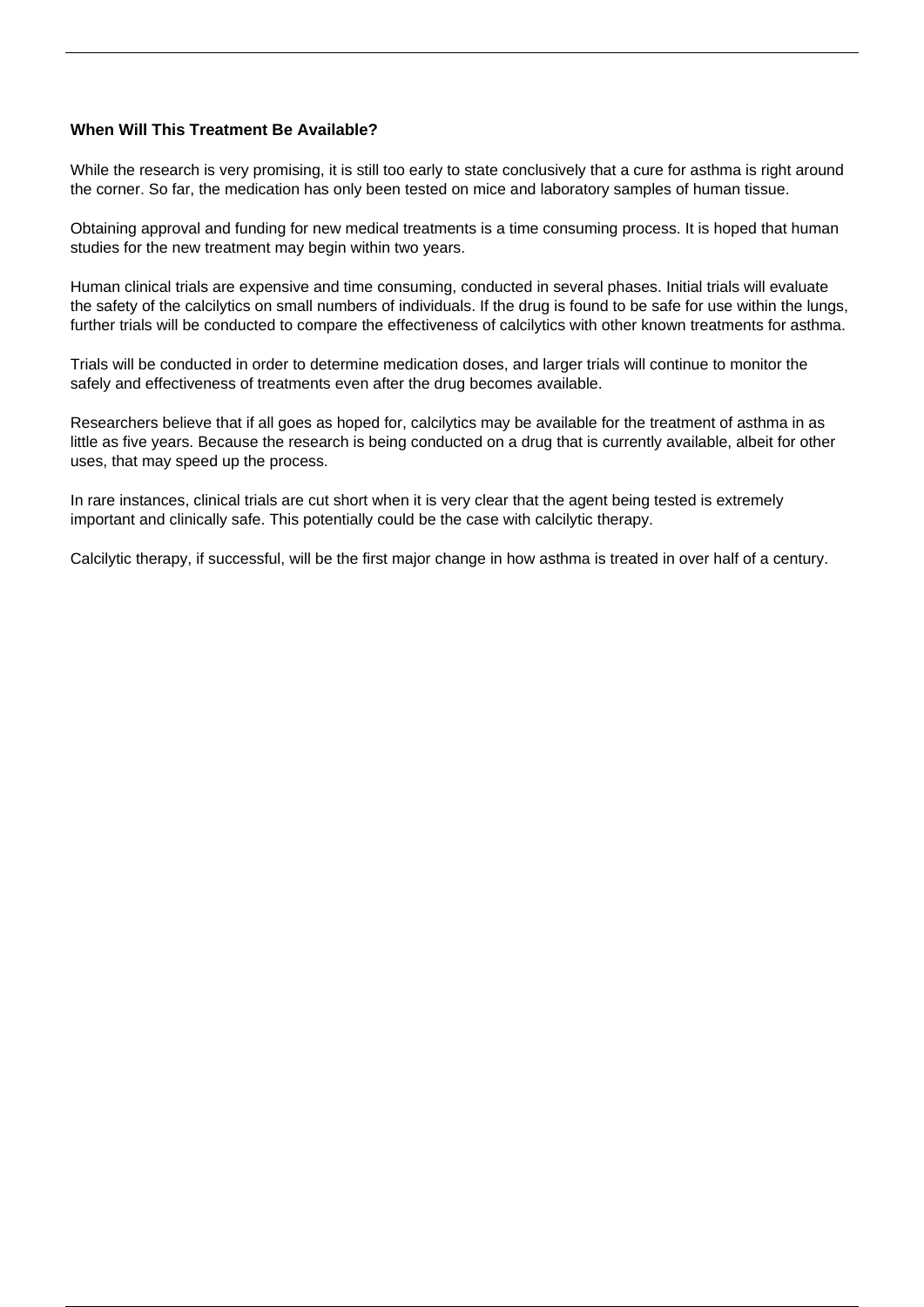### When Will This Treatment Be Available?

While the research is very promising, it is still too early to state conclusively that a cure for asthma is right around the corner. So far, the medication has only been tested on mice and laboratory samples of human tissue.

Obtaining approval and funding for new medical treatments is a time consuming process. It is hoped that human studies for the new treatment may begin within two years.

Human clinical trials are expensive and time consuming, conducted in several phases. Initial trials will evaluate the safety of the calcilytics on small numbers of individuals. If the drug is found to be safe for use within the lungs, further trials will be conducted to compare the effectiveness of calcilytics with other known treatments for asthma.

Trials will be conducted in order to determine medication doses, and larger trials will continue to monitor the safely and effectiveness of treatments even after the drug becomes available.

Researchers believe that if all goes as hoped for, calcilytics may be available for the treatment of asthma in as little as five years. Because the research is being conducted on a drug that is currently available, albeit for other uses, that may speed up the process.

In rare instances, clinical trials are cut short when it is very clear that the agent being tested is extremely important and clinically safe. This potentially could be the case with calcilytic therapy.

Calcilytic therapy, if successful, will be the first major change in how asthma is treated in over half of a century.